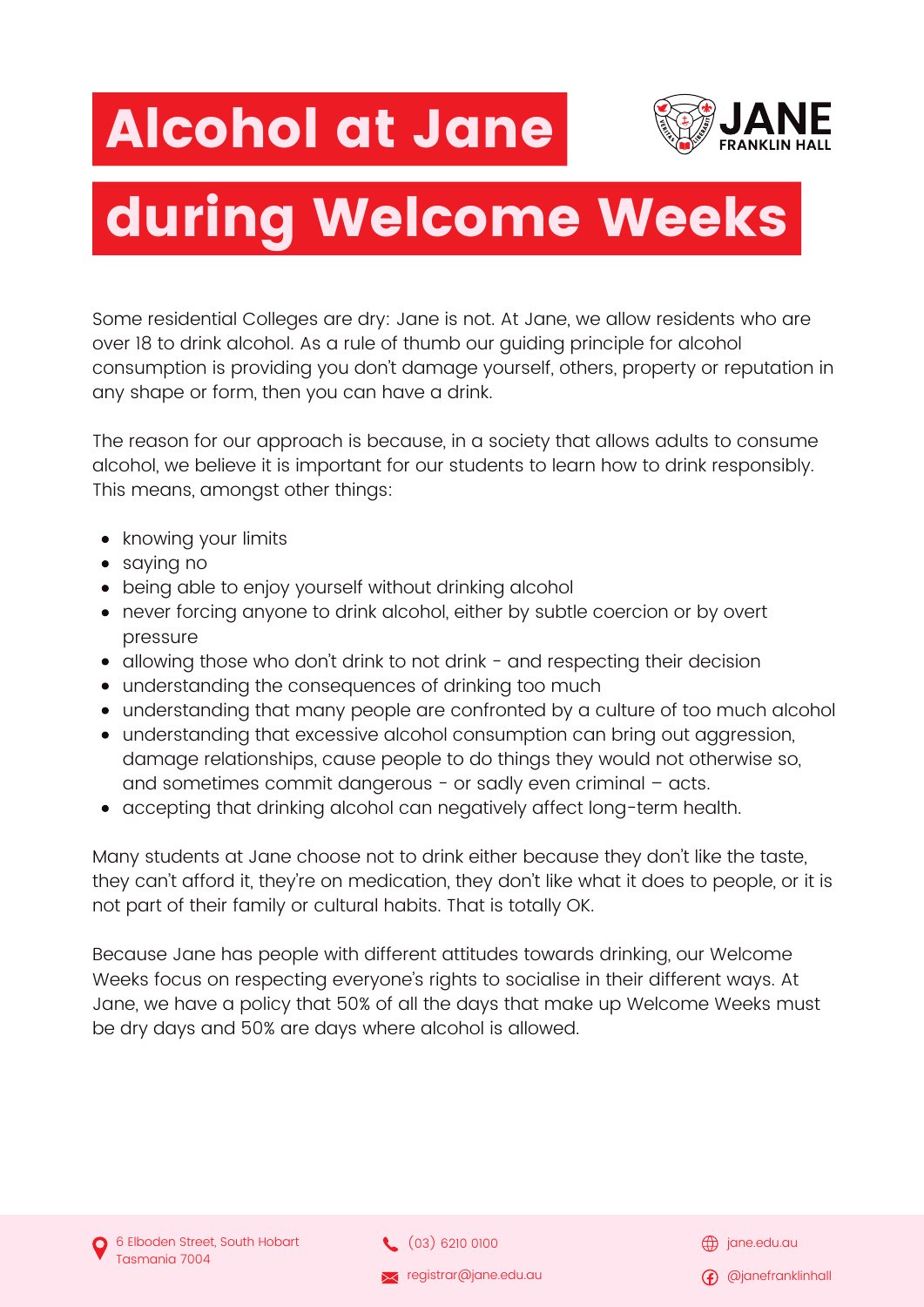# Alcohol at Jane during Welcome Weeks

Some residential Colleges are dry: Jane is not. At Jane, we allow residents who are over 18 to drink alcohol. As a rule of thumb our guiding principle for alcohol consumption is providing you don't damage yourself, others, property or reputation in any shape or form, then you can have a drink.

The reason for our approach is because, in a society that allows adults to consume alcohol, we believe it is important for our students to learn how to drink responsibly. This means, amongst other things:

- knowing your limits
- saying no
- being able to enjoy yourself without drinking alcohol
- never forcing anyone to drink alcohol, either by subtle coercion or by overt pressure
- allowing those who don't drink to not drink - and respecting their decision
- understanding the consequences of drinking too much
- understanding that many people are confronted by a culture of too much alcohol
- understanding that excessive alcohol consumption can bring out aggression, damage relationships, cause people to do things they would not otherwise so, and sometimes commit dangerous - or sadly even criminal – acts.
- accepting that drinking alcohol can negatively affect long-term health.

Many students at Jane choose not to drink either because they don't like the taste, they can't afford it, they're on medication, they don't like what it does to people, or it is not part of their family or cultural habits. That is totally OK.

Because Jane has people with different attitudes towards drinking, our Welcome Weeks focus on respecting everyone's rights to socialise in their different ways. At Jane, we have a policy that 50% of all the days that make up Welcome Weeks must be dry days and 50% are days where alcohol is allowed.

6 Elboden Street, South Hobart Tasmania 7004 | (03) 6210 0100 | registrar@jane.edu.au | jane.edu.au | @janefranklinhall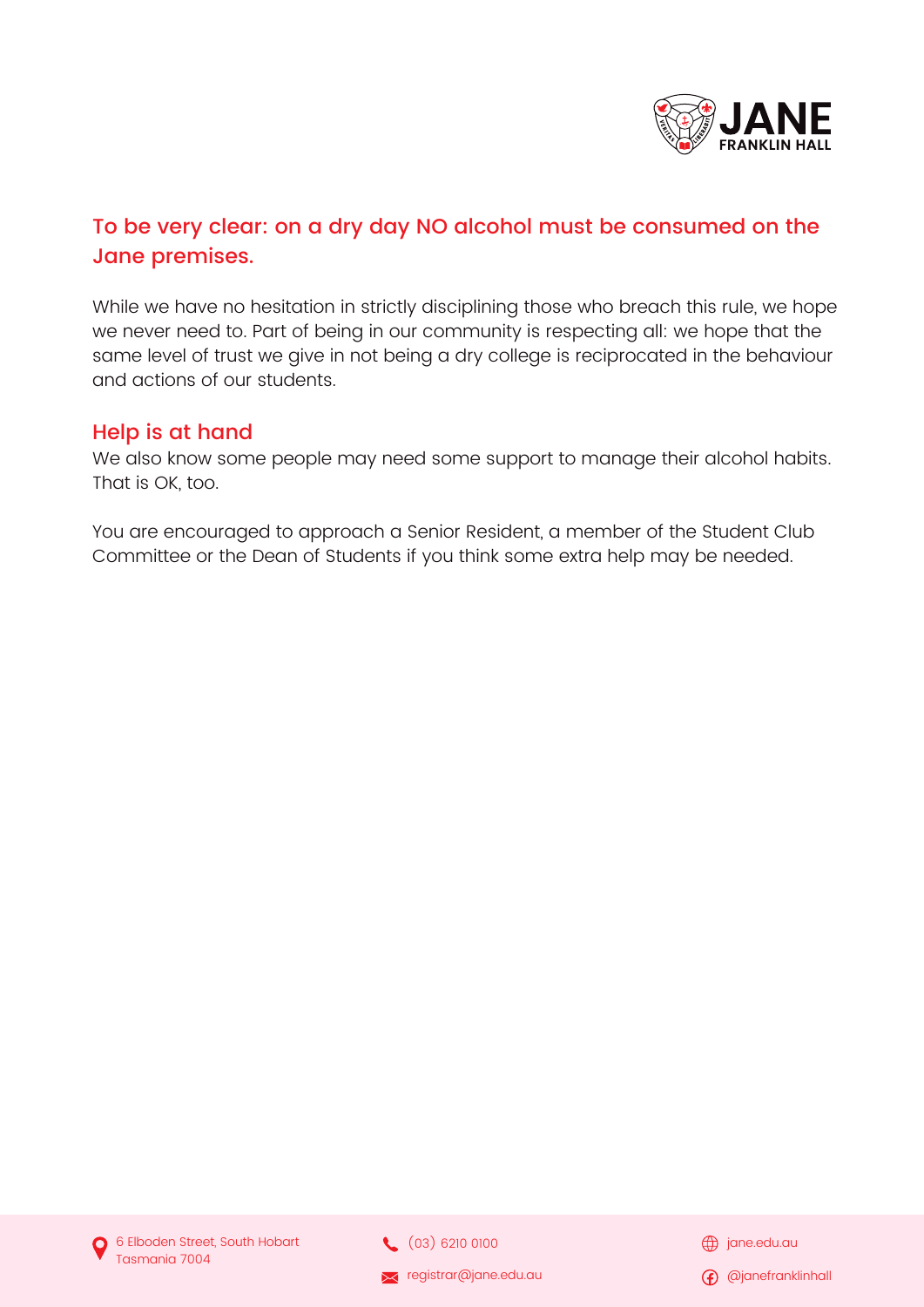## To be very clear: on a dry day NO alcohol must be consumed on the Jane premises.

While we have no hesitation in strictly disciplining those who breach this rule, we hope we never need to. Part of being in our community is respecting all: we hope that the same level of trust we give in not being a dry college is reciprocated in the behaviour and actions of our students.

## Help is at hand

We also know some people may need some support to manage their alcohol habits. That is OK, too.

You are encouraged to approach a Senior Resident, a member of the Student Club Committee or the Dean of Students if you think some extra help may be needed.